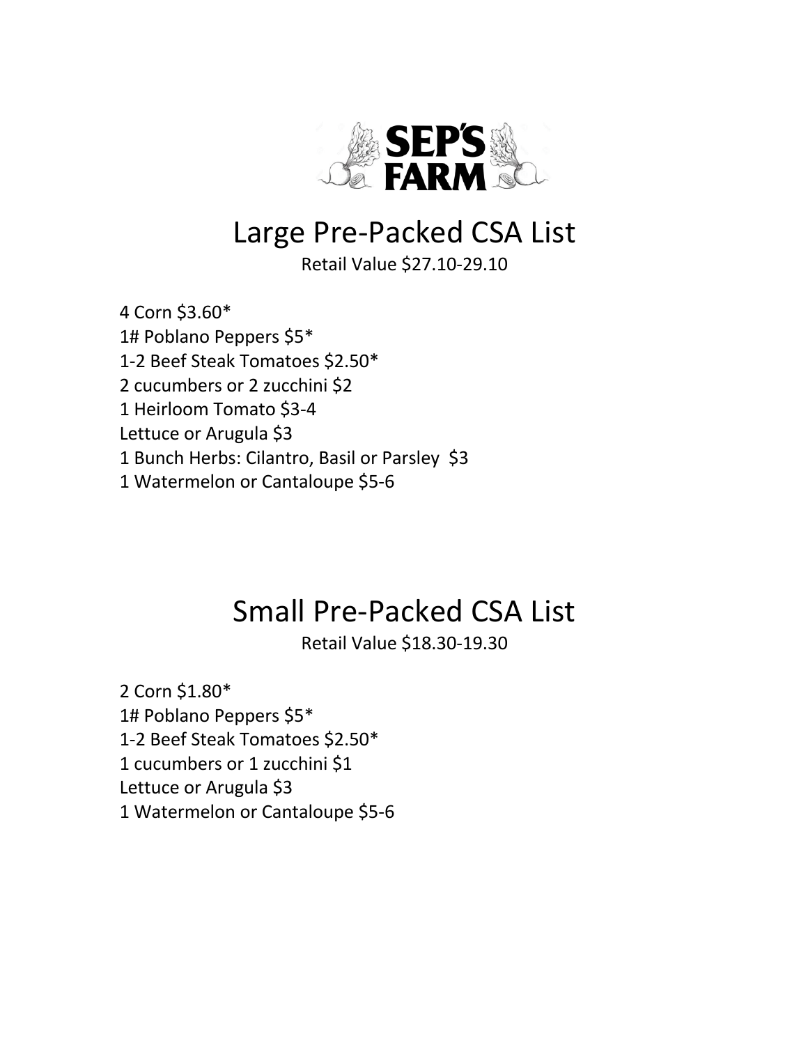SEP'S FARM

# Large Pre-Packed CSA List

Retail Value $27.10-29.10

4 Corn $3.60*
1# Poblano Peppers $5*
1-2 Beef Steak Tomatoes $2.50*
2 cucumbers or 2 zucchini $2
1 Heirloom Tomato $3-4
Lettuce or Arugula $3
1 Bunch Herbs: Cilantro, Basil or Parsley $3
1 Watermelon or Cantaloupe $5-6

# Small Pre-Packed CSA List

Retail Value $18.30-19.30

2 Corn $1.80*
1# Poblano Peppers $5*
1-2 Beef Steak Tomatoes $2.50*
1 cucumbers or 1 zucchini $1
Lettuce or Arugula $3
1 Watermelon or Cantaloupe $5-6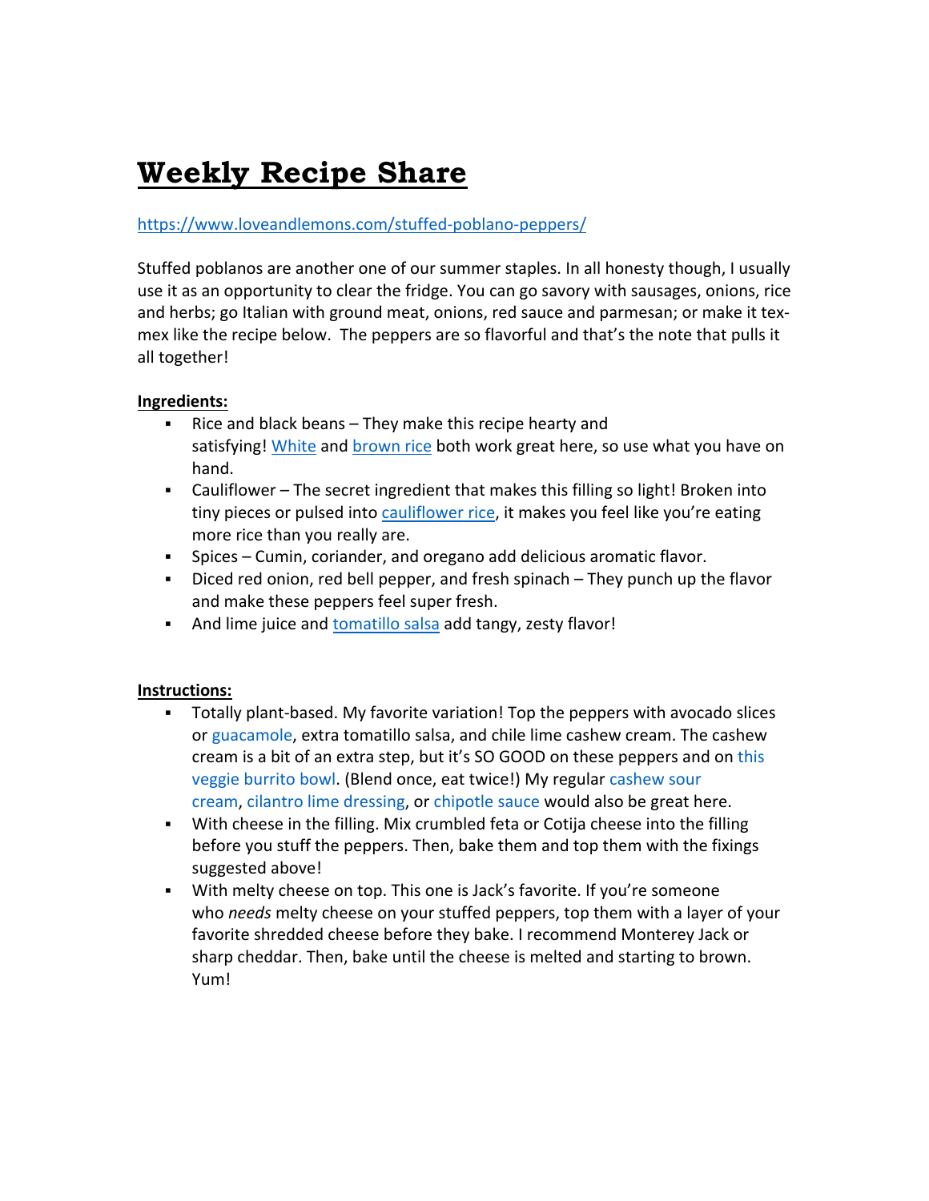# Weekly Recipe Share

https://www.loveandlemons.com/stuffed-poblano-peppers/

Stuffed poblanos are another one of our summer staples. In all honesty though, I usually use it as an opportunity to clear the fridge. You can go savory with sausages, onions, rice and herbs; go Italian with ground meat, onions, red sauce and parmesan; or make it tex-mex like the recipe below. The peppers are so flavorful and that's the note that pulls it all together!

**Ingredients:**

- Rice and black beans – They make this recipe hearty and satisfying! White and brown rice both work great here, so use what you have on hand.
- Cauliflower – The secret ingredient that makes this filling so light! Broken into tiny pieces or pulsed into cauliflower rice, it makes you feel like you're eating more rice than you really are.
- Spices – Cumin, coriander, and oregano add delicious aromatic flavor.
- Diced red onion, red bell pepper, and fresh spinach – They punch up the flavor and make these peppers feel super fresh.
- And lime juice and tomatillo salsa add tangy, zesty flavor!

**Instructions:**

- Totally plant-based. My favorite variation! Top the peppers with avocado slices or guacamole, extra tomatillo salsa, and chile lime cashew cream. The cashew cream is a bit of an extra step, but it's SO GOOD on these peppers and on this veggie burrito bowl. (Blend once, eat twice!) My regular cashew sour cream, cilantro lime dressing, or chipotle sauce would also be great here.
- With cheese in the filling. Mix crumbled feta or Cotija cheese into the filling before you stuff the peppers. Then, bake them and top them with the fixings suggested above!
- With melty cheese on top. This one is Jack's favorite. If you're someone who *needs* melty cheese on your stuffed peppers, top them with a layer of your favorite shredded cheese before they bake. I recommend Monterey Jack or sharp cheddar. Then, bake until the cheese is melted and starting to brown. Yum!